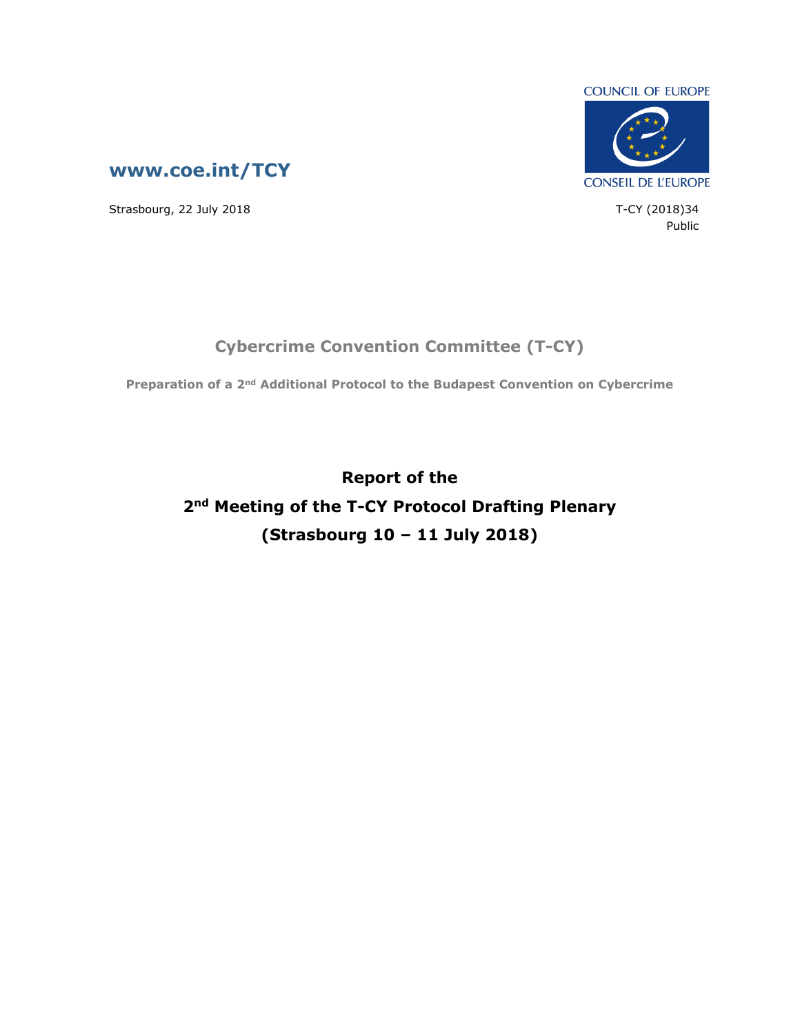COUNCIL OF EUROPE

CONSEIL DE L'EUROPE

**www.coe.int/TCY**

Strasbourg, 22 July 2018

T-CY (2018)34

Public

## Cybercrime Convention Committee (T-CY)

**Preparation of a 2nd Additional Protocol to the Budapest Convention on Cybercrime**

# Report of the 2nd Meeting of the T-CY Protocol Drafting Plenary (Strasbourg 10 – 11 July 2018)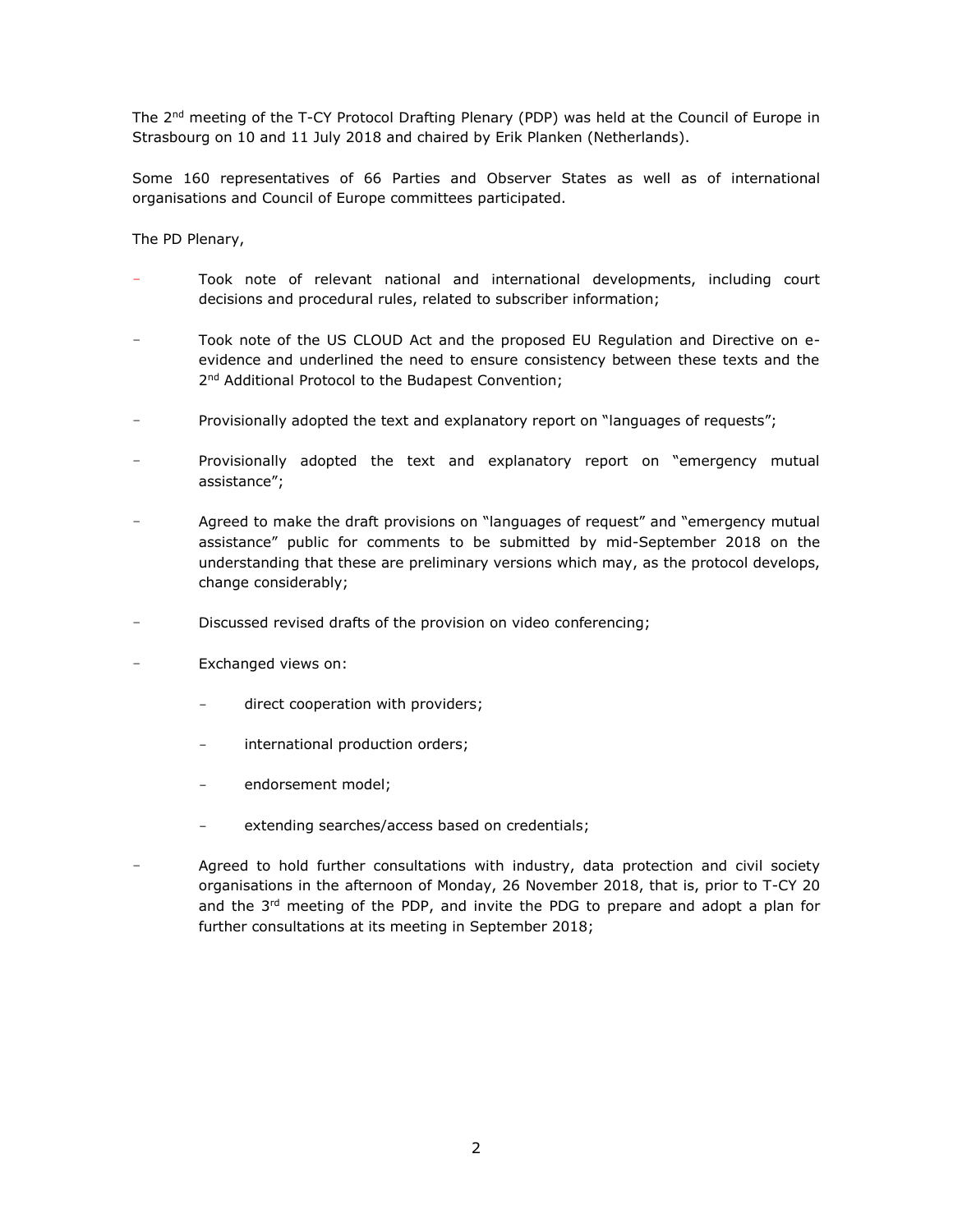The 2nd meeting of the T-CY Protocol Drafting Plenary (PDP) was held at the Council of Europe in Strasbourg on 10 and 11 July 2018 and chaired by Erik Planken (Netherlands).

Some 160 representatives of 66 Parties and Observer States as well as of international organisations and Council of Europe committees participated.

The PD Plenary,

- Took note of relevant national and international developments, including court decisions and procedural rules, related to subscriber information;
- Took note of the US CLOUD Act and the proposed EU Regulation and Directive on e-evidence and underlined the need to ensure consistency between these texts and the 2nd Additional Protocol to the Budapest Convention;
- Provisionally adopted the text and explanatory report on "languages of requests";
- Provisionally adopted the text and explanatory report on "emergency mutual assistance";
- Agreed to make the draft provisions on "languages of request" and "emergency mutual assistance" public for comments to be submitted by mid-September 2018 on the understanding that these are preliminary versions which may, as the protocol develops, change considerably;
- Discussed revised drafts of the provision on video conferencing;
- Exchanged views on:
  - direct cooperation with providers;
  - international production orders;
  - endorsement model;
  - extending searches/access based on credentials;
- Agreed to hold further consultations with industry, data protection and civil society organisations in the afternoon of Monday, 26 November 2018, that is, prior to T-CY 20 and the 3rd meeting of the PDP, and invite the PDG to prepare and adopt a plan for further consultations at its meeting in September 2018;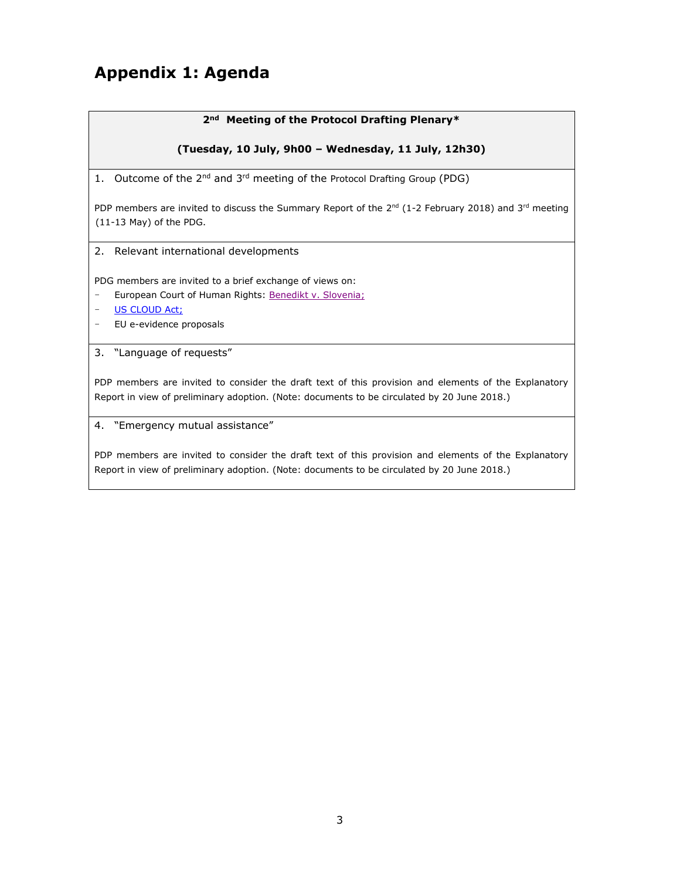# Appendix 1: Agenda

**2nd Meeting of the Protocol Drafting Plenary***

**(Tuesday, 10 July, 9h00 – Wednesday, 11 July, 12h30)**

1. Outcome of the 2nd and 3rd meeting of the Protocol Drafting Group (PDG)

PDP members are invited to discuss the Summary Report of the 2nd (1-2 February 2018) and 3rd meeting (11-13 May) of the PDG.

2. Relevant international developments

PDG members are invited to a brief exchange of views on:

- European Court of Human Rights: Benedikt v. Slovenia;
- US CLOUD Act;
- EU e-evidence proposals

3. "Language of requests"

PDP members are invited to consider the draft text of this provision and elements of the Explanatory Report in view of preliminary adoption. (Note: documents to be circulated by 20 June 2018.)

4. "Emergency mutual assistance"

PDP members are invited to consider the draft text of this provision and elements of the Explanatory Report in view of preliminary adoption. (Note: documents to be circulated by 20 June 2018.)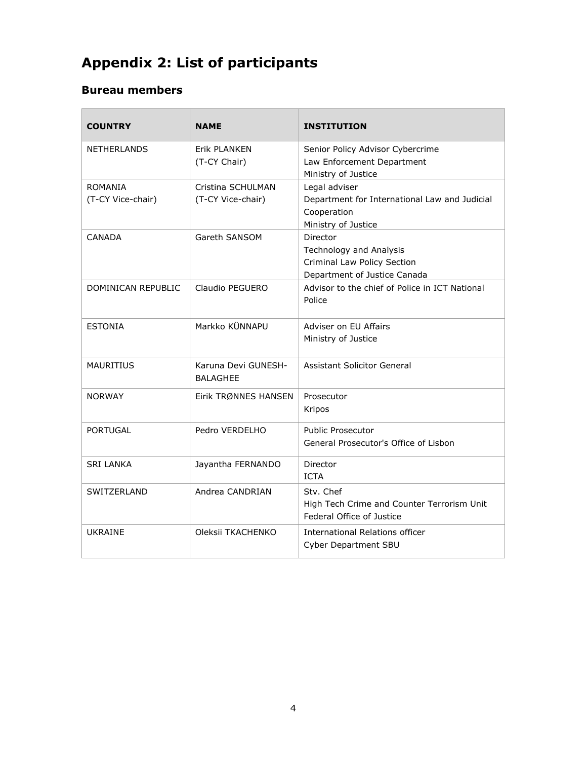# Appendix 2: List of participants

## Bureau members

| COUNTRY | NAME | INSTITUTION |
|---|---|---|
| NETHERLANDS | Erik PLANKEN<br>(T-CY Chair) | Senior Policy Advisor Cybercrime<br>Law Enforcement Department<br>Ministry of Justice |
| ROMANIA<br>(T-CY Vice-chair) | Cristina SCHULMAN<br>(T-CY Vice-chair) | Legal adviser<br>Department for International Law and Judicial Cooperation<br>Ministry of Justice |
| CANADA | Gareth SANSOM | Director<br>Technology and Analysis<br>Criminal Law Policy Section<br>Department of Justice Canada |
| DOMINICAN REPUBLIC | Claudio PEGUERO | Advisor to the chief of Police in ICT National Police |
| ESTONIA | Markko KÜNNAPU | Adviser on EU Affairs<br>Ministry of Justice |
| MAURITIUS | Karuna Devi GUNESH-BALAGHEE | Assistant Solicitor General |
| NORWAY | Eirik TRØNNES HANSEN | Prosecutor<br>Kripos |
| PORTUGAL | Pedro VERDELHO | Public Prosecutor<br>General Prosecutor's Office of Lisbon |
| SRI LANKA | Jayantha FERNANDO | Director<br>ICTA |
| SWITZERLAND | Andrea CANDRIAN | Stv. Chef<br>High Tech Crime and Counter Terrorism Unit<br>Federal Office of Justice |
| UKRAINE | Oleksii TKACHENKO | International Relations officer<br>Cyber Department SBU |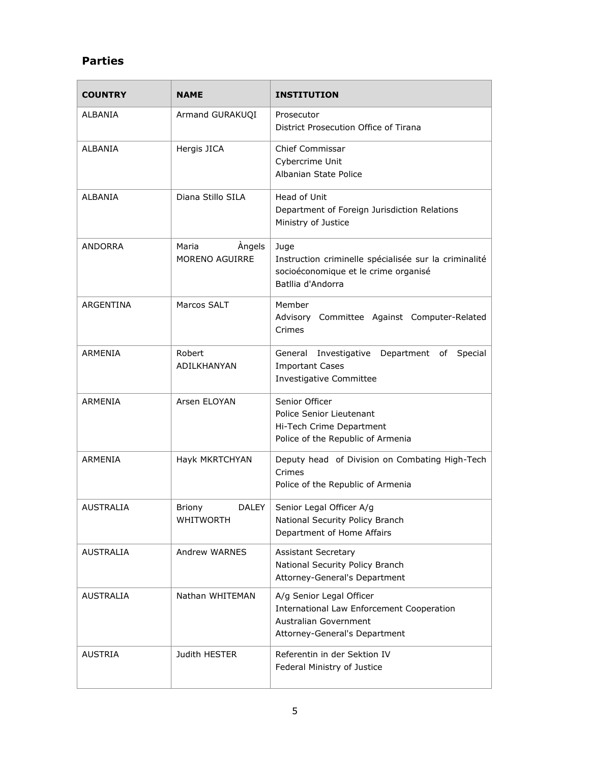## Parties

| COUNTRY | NAME | INSTITUTION |
|---|---|---|
| ALBANIA | Armand GURAKUQI | Prosecutor<br>District Prosecution Office of Tirana |
| ALBANIA | Hergis JICA | Chief Commissar<br>Cybercrime Unit<br>Albanian State Police |
| ALBANIA | Diana Stillo SILA | Head of Unit<br>Department of Foreign Jurisdiction Relations<br>Ministry of Justice |
| ANDORRA | Maria Àngels MORENO AGUIRRE | Juge<br>Instruction criminelle spécialisée sur la criminalité socioéconomique et le crime organisé<br>Batllia d'Andorra |
| ARGENTINA | Marcos SALT | Member<br>Advisory Committee Against Computer-Related Crimes |
| ARMENIA | Robert ADILKHANYAN | General Investigative Department of Special Important Cases<br>Investigative Committee |
| ARMENIA | Arsen ELOYAN | Senior Officer<br>Police Senior Lieutenant<br>Hi-Tech Crime Department<br>Police of the Republic of Armenia |
| ARMENIA | Hayk MKRTCHYAN | Deputy head of Division on Combating High-Tech Crimes<br>Police of the Republic of Armenia |
| AUSTRALIA | Briony DALEY WHITWORTH | Senior Legal Officer A/g<br>National Security Policy Branch<br>Department of Home Affairs |
| AUSTRALIA | Andrew WARNES | Assistant Secretary<br>National Security Policy Branch<br>Attorney-General's Department |
| AUSTRALIA | Nathan WHITEMAN | A/g Senior Legal Officer<br>International Law Enforcement Cooperation<br>Australian Government<br>Attorney-General's Department |
| AUSTRIA | Judith HESTER | Referentin in der Sektion IV<br>Federal Ministry of Justice |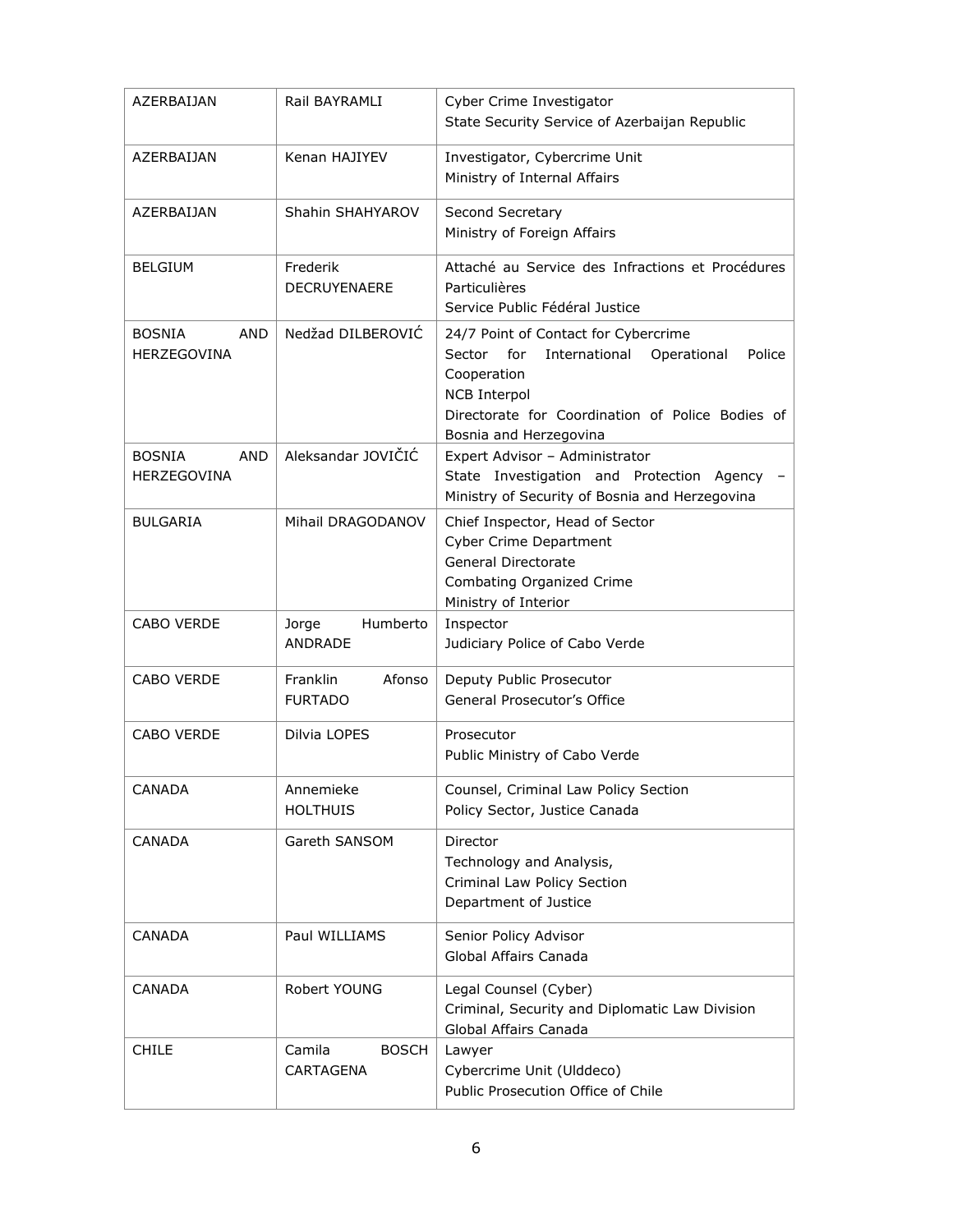| AZERBAIJAN | Rail BAYRAMLI | Cyber Crime Investigator<br>State Security Service of Azerbaijan Republic |
|---|---|---|
| AZERBAIJAN | Kenan HAJIYEV | Investigator, Cybercrime Unit<br>Ministry of Internal Affairs |
| AZERBAIJAN | Shahin SHAHYAROV | Second Secretary<br>Ministry of Foreign Affairs |
| BELGIUM | Frederik DECRUYENAERE | Attaché au Service des Infractions et Procédures Particulières<br>Service Public Fédéral Justice |
| BOSNIA AND HERZEGOVINA | Nedžad DILBEROVIĆ | 24/7 Point of Contact for Cybercrime<br>Sector for International Operational Police Cooperation<br>NCB Interpol<br>Directorate for Coordination of Police Bodies of Bosnia and Herzegovina |
| BOSNIA AND HERZEGOVINA | Aleksandar JOVIČIĆ | Expert Advisor – Administrator<br>State Investigation and Protection Agency – Ministry of Security of Bosnia and Herzegovina |
| BULGARIA | Mihail DRAGODANOV | Chief Inspector, Head of Sector<br>Cyber Crime Department<br>General Directorate<br>Combating Organized Crime<br>Ministry of Interior |
| CABO VERDE | Jorge Humberto ANDRADE | Inspector<br>Judiciary Police of Cabo Verde |
| CABO VERDE | Franklin Afonso FURTADO | Deputy Public Prosecutor<br>General Prosecutor's Office |
| CABO VERDE | Dilvia LOPES | Prosecutor<br>Public Ministry of Cabo Verde |
| CANADA | Annemieke HOLTHUIS | Counsel, Criminal Law Policy Section<br>Policy Sector, Justice Canada |
| CANADA | Gareth SANSOM | Director<br>Technology and Analysis,<br>Criminal Law Policy Section<br>Department of Justice |
| CANADA | Paul WILLIAMS | Senior Policy Advisor<br>Global Affairs Canada |
| CANADA | Robert YOUNG | Legal Counsel (Cyber)<br>Criminal, Security and Diplomatic Law Division<br>Global Affairs Canada |
| CHILE | Camila BOSCH CARTAGENA | Lawyer<br>Cybercrime Unit (Ulddeco)<br>Public Prosecution Office of Chile |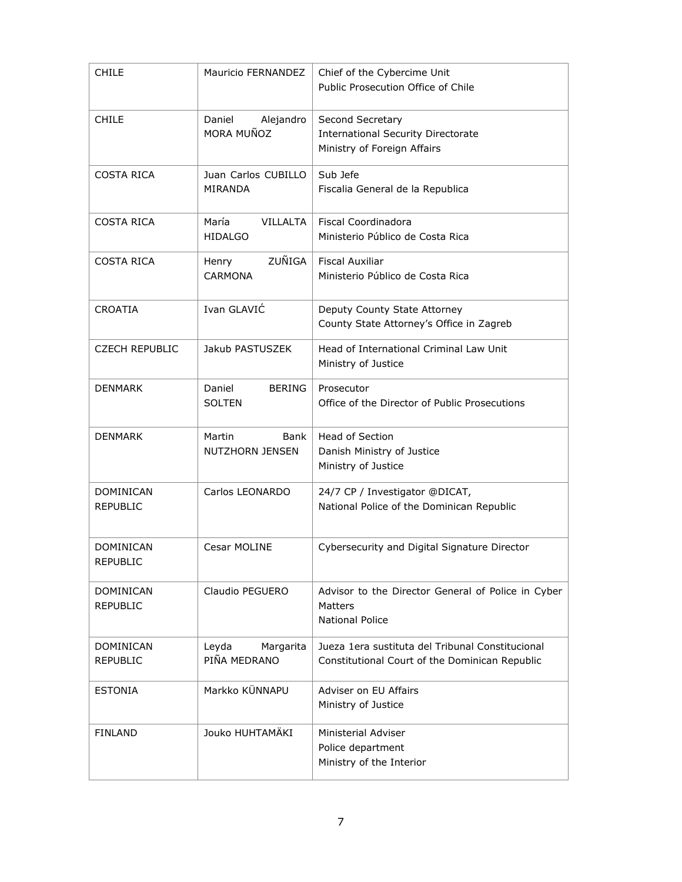| CHILE | Mauricio FERNANDEZ | Chief of the Cybercime Unit<br>Public Prosecution Office of Chile |
|---|---|---|
| CHILE | Daniel Alejandro MORA MUÑOZ | Second Secretary<br>International Security Directorate<br>Ministry of Foreign Affairs |
| COSTA RICA | Juan Carlos CUBILLO MIRANDA | Sub Jefe<br>Fiscalia General de la Republica |
| COSTA RICA | María VILLALTA HIDALGO | Fiscal Coordinadora<br>Ministerio Público de Costa Rica |
| COSTA RICA | Henry ZUÑIGA CARMONA | Fiscal Auxiliar<br>Ministerio Público de Costa Rica |
| CROATIA | Ivan GLAVIĆ | Deputy County State Attorney<br>County State Attorney's Office in Zagreb |
| CZECH REPUBLIC | Jakub PASTUSZEK | Head of International Criminal Law Unit<br>Ministry of Justice |
| DENMARK | Daniel BERING SOLTEN | Prosecutor<br>Office of the Director of Public Prosecutions |
| DENMARK | Martin Bank NUTZHORN JENSEN | Head of Section<br>Danish Ministry of Justice<br>Ministry of Justice |
| DOMINICAN REPUBLIC | Carlos LEONARDO | 24/7 CP / Investigator @DICAT,<br>National Police of the Dominican Republic |
| DOMINICAN REPUBLIC | Cesar MOLINE | Cybersecurity and Digital Signature Director |
| DOMINICAN REPUBLIC | Claudio PEGUERO | Advisor to the Director General of Police in Cyber Matters<br>National Police |
| DOMINICAN REPUBLIC | Leyda Margarita PIÑA MEDRANO | Jueza 1era sustituta del Tribunal Constitucional<br>Constitutional Court of the Dominican Republic |
| ESTONIA | Markko KÜNNAPU | Adviser on EU Affairs<br>Ministry of Justice |
| FINLAND | Jouko HUHTAMÄKI | Ministerial Adviser<br>Police department<br>Ministry of the Interior |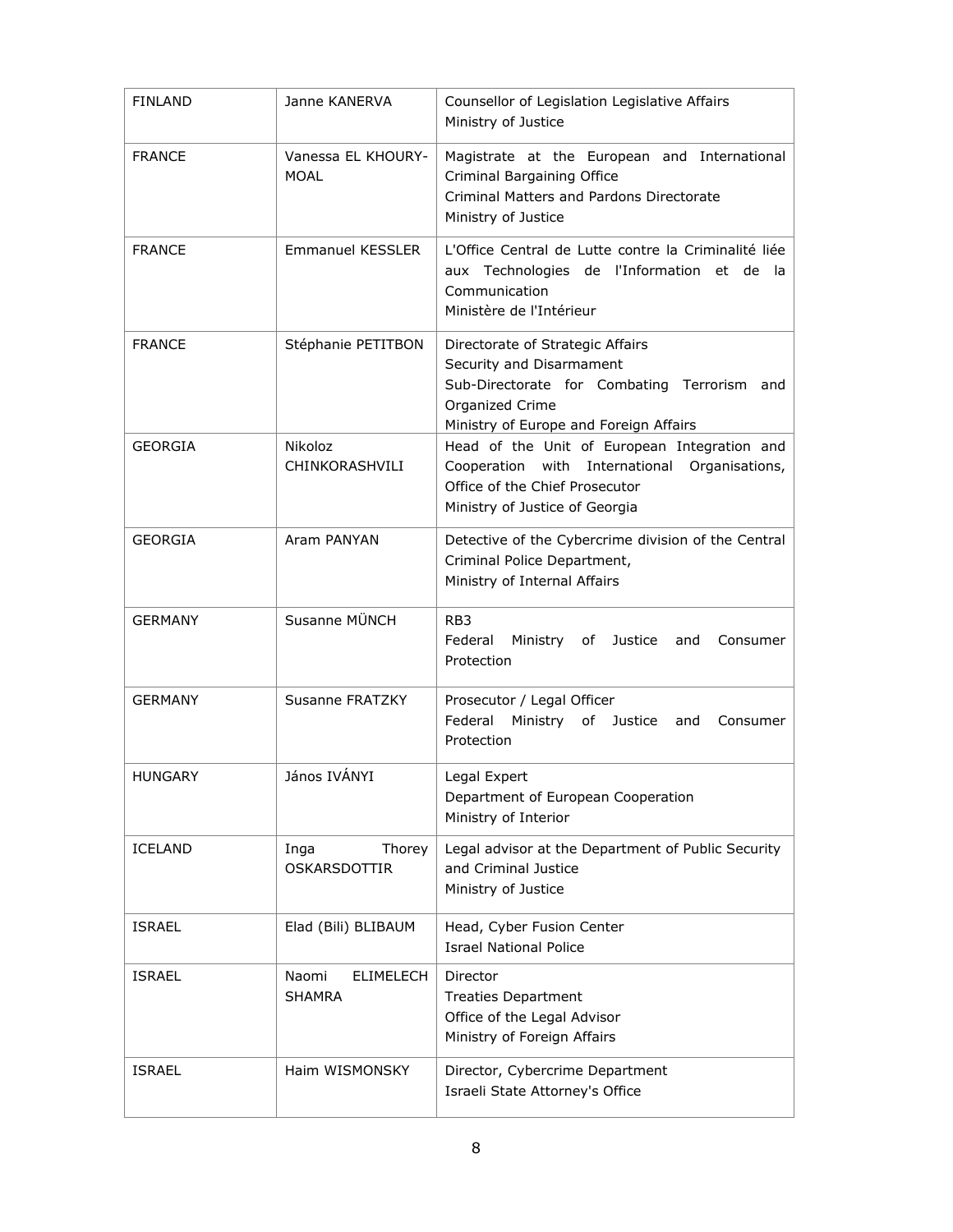| | | |
|---|---|---|
| FINLAND | Janne KANERVA | Counsellor of Legislation Legislative Affairs<br>Ministry of Justice |
| FRANCE | Vanessa EL KHOURY-MOAL | Magistrate at the European and International Criminal Bargaining Office<br>Criminal Matters and Pardons Directorate<br>Ministry of Justice |
| FRANCE | Emmanuel KESSLER | L'Office Central de Lutte contre la Criminalité liée aux Technologies de l'Information et de la Communication<br>Ministère de l'Intérieur |
| FRANCE | Stéphanie PETITBON | Directorate of Strategic Affairs<br>Security and Disarmament<br>Sub-Directorate for Combating Terrorism and Organized Crime<br>Ministry of Europe and Foreign Affairs |
| GEORGIA | Nikoloz CHINKORASHVILI | Head of the Unit of European Integration and Cooperation with International Organisations, Office of the Chief Prosecutor<br>Ministry of Justice of Georgia |
| GEORGIA | Aram PANYAN | Detective of the Cybercrime division of the Central Criminal Police Department,<br>Ministry of Internal Affairs |
| GERMANY | Susanne MÜNCH | RB3<br>Federal Ministry of Justice and Consumer Protection |
| GERMANY | Susanne FRATZKY | Prosecutor / Legal Officer<br>Federal Ministry of Justice and Consumer Protection |
| HUNGARY | János IVÁNYI | Legal Expert<br>Department of European Cooperation<br>Ministry of Interior |
| ICELAND | Inga Thorey OSKARSDOTTIR | Legal advisor at the Department of Public Security and Criminal Justice<br>Ministry of Justice |
| ISRAEL | Elad (Bili) BLIBAUM | Head, Cyber Fusion Center<br>Israel National Police |
| ISRAEL | Naomi ELIMELECH SHAMRA | Director<br>Treaties Department<br>Office of the Legal Advisor<br>Ministry of Foreign Affairs |
| ISRAEL | Haim WISMONSKY | Director, Cybercrime Department<br>Israeli State Attorney's Office |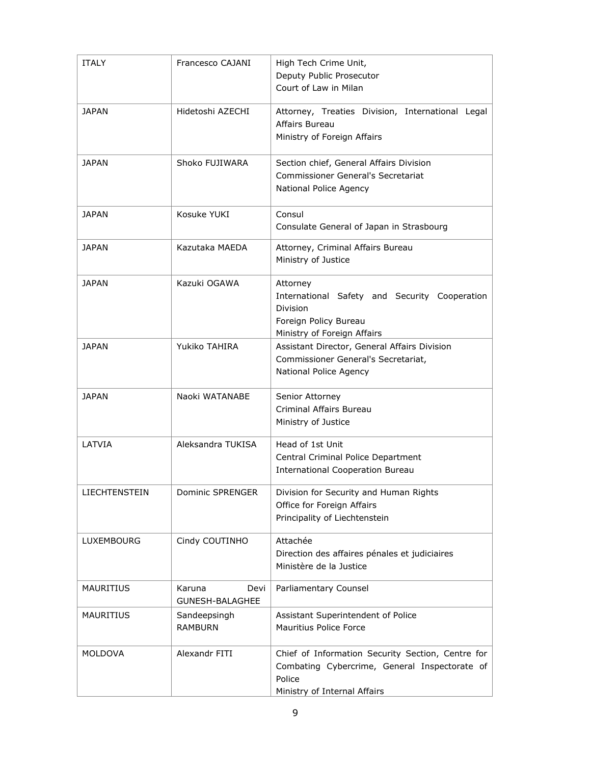| ITALY | Francesco CAJANI | High Tech Crime Unit,<br>Deputy Public Prosecutor<br>Court of Law in Milan |
|---|---|---|
| JAPAN | Hidetoshi AZECHI | Attorney, Treaties Division, International Legal Affairs Bureau<br>Ministry of Foreign Affairs |
| JAPAN | Shoko FUJIWARA | Section chief, General Affairs Division<br>Commissioner General's Secretariat<br>National Police Agency |
| JAPAN | Kosuke YUKI | Consul<br>Consulate General of Japan in Strasbourg |
| JAPAN | Kazutaka MAEDA | Attorney, Criminal Affairs Bureau<br>Ministry of Justice |
| JAPAN | Kazuki OGAWA | Attorney<br>International Safety and Security Cooperation Division<br>Foreign Policy Bureau<br>Ministry of Foreign Affairs |
| JAPAN | Yukiko TAHIRA | Assistant Director, General Affairs Division<br>Commissioner General's Secretariat,<br>National Police Agency |
| JAPAN | Naoki WATANABE | Senior Attorney<br>Criminal Affairs Bureau<br>Ministry of Justice |
| LATVIA | Aleksandra TUKISA | Head of 1st Unit<br>Central Criminal Police Department<br>International Cooperation Bureau |
| LIECHTENSTEIN | Dominic SPRENGER | Division for Security and Human Rights<br>Office for Foreign Affairs<br>Principality of Liechtenstein |
| LUXEMBOURG | Cindy COUTINHO | Attachée<br>Direction des affaires pénales et judiciaires<br>Ministère de la Justice |
| MAURITIUS | Karuna Devi GUNESH-BALAGHEE | Parliamentary Counsel |
| MAURITIUS | Sandeepsingh RAMBURN | Assistant Superintendent of Police<br>Mauritius Police Force |
| MOLDOVA | Alexandr FITI | Chief of Information Security Section, Centre for Combating Cybercrime, General Inspectorate of Police<br>Ministry of Internal Affairs |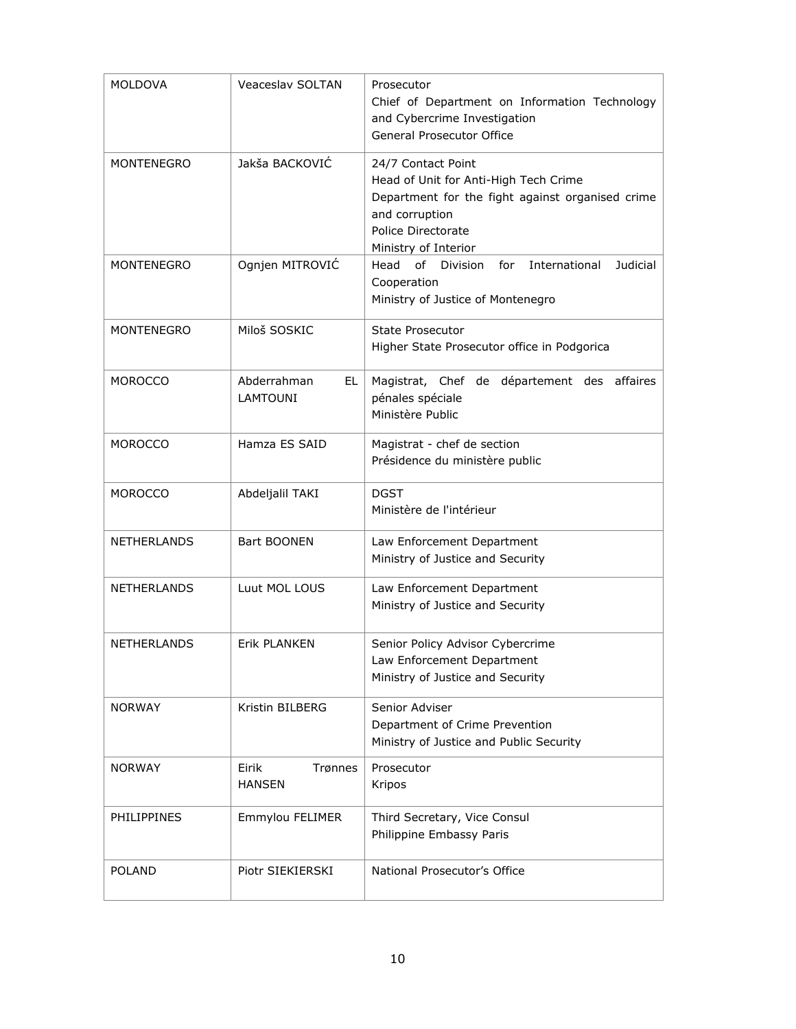| MOLDOVA | Veaceslav SOLTAN | Prosecutor<br>Chief of Department on Information Technology and Cybercrime Investigation<br>General Prosecutor Office |
|---|---|---|
| MONTENEGRO | Jakša BACKOVIĆ | 24/7 Contact Point<br>Head of Unit for Anti-High Tech Crime<br>Department for the fight against organised crime and corruption<br>Police Directorate<br>Ministry of Interior |
| MONTENEGRO | Ognjen MITROVIĆ | Head of Division for International Judicial Cooperation<br>Ministry of Justice of Montenegro |
| MONTENEGRO | Miloš SOSKIC | State Prosecutor<br>Higher State Prosecutor office in Podgorica |
| MOROCCO | Abderrahman EL LAMTOUNI | Magistrat, Chef de département des affaires pénales spéciale<br>Ministère Public |
| MOROCCO | Hamza ES SAID | Magistrat - chef de section<br>Présidence du ministère public |
| MOROCCO | Abdeljalil TAKI | DGST<br>Ministère de l'intérieur |
| NETHERLANDS | Bart BOONEN | Law Enforcement Department<br>Ministry of Justice and Security |
| NETHERLANDS | Luut MOL LOUS | Law Enforcement Department<br>Ministry of Justice and Security |
| NETHERLANDS | Erik PLANKEN | Senior Policy Advisor Cybercrime<br>Law Enforcement Department<br>Ministry of Justice and Security |
| NORWAY | Kristin BILBERG | Senior Adviser<br>Department of Crime Prevention<br>Ministry of Justice and Public Security |
| NORWAY | Eirik Trønnes HANSEN | Prosecutor<br>Kripos |
| PHILIPPINES | Emmylou FELIMER | Third Secretary, Vice Consul<br>Philippine Embassy Paris |
| POLAND | Piotr SIEKIERSKI | National Prosecutor's Office |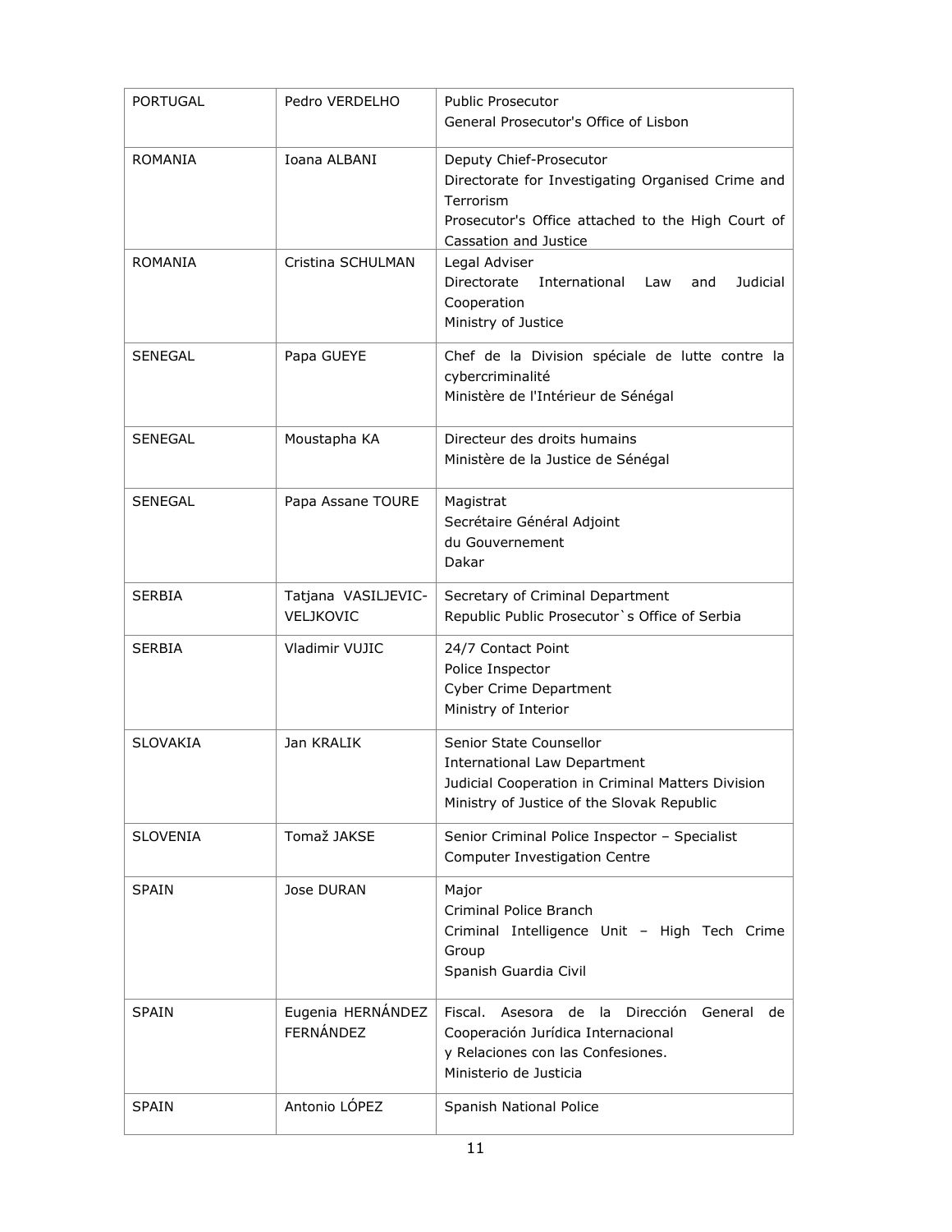| PORTUGAL | Pedro VERDELHO | Public Prosecutor<br>General Prosecutor's Office of Lisbon |
|---|---|---|
| ROMANIA | Ioana ALBANI | Deputy Chief-Prosecutor<br>Directorate for Investigating Organised Crime and Terrorism<br>Prosecutor's Office attached to the High Court of Cassation and Justice |
| ROMANIA | Cristina SCHULMAN | Legal Adviser<br>Directorate International Law and Judicial Cooperation<br>Ministry of Justice |
| SENEGAL | Papa GUEYE | Chef de la Division spéciale de lutte contre la cybercriminalité<br>Ministère de l'Intérieur de Sénégal |
| SENEGAL | Moustapha KA | Directeur des droits humains<br>Ministère de la Justice de Sénégal |
| SENEGAL | Papa Assane TOURE | Magistrat<br>Secrétaire Général Adjoint<br>du Gouvernement<br>Dakar |
| SERBIA | Tatjana VASILJEVIC-VELJKOVIC | Secretary of Criminal Department<br>Republic Public Prosecutor`s Office of Serbia |
| SERBIA | Vladimir VUJIC | 24/7 Contact Point<br>Police Inspector<br>Cyber Crime Department<br>Ministry of Interior |
| SLOVAKIA | Jan KRALIK | Senior State Counsellor<br>International Law Department<br>Judicial Cooperation in Criminal Matters Division<br>Ministry of Justice of the Slovak Republic |
| SLOVENIA | Tomaž JAKSE | Senior Criminal Police Inspector – Specialist<br>Computer Investigation Centre |
| SPAIN | Jose DURAN | Major<br>Criminal Police Branch<br>Criminal Intelligence Unit – High Tech Crime Group<br>Spanish Guardia Civil |
| SPAIN | Eugenia HERNÁNDEZ FERNÁNDEZ | Fiscal. Asesora de la Dirección General de Cooperación Jurídica Internacional<br>y Relaciones con las Confesiones.<br>Ministerio de Justicia |
| SPAIN | Antonio LÓPEZ | Spanish National Police |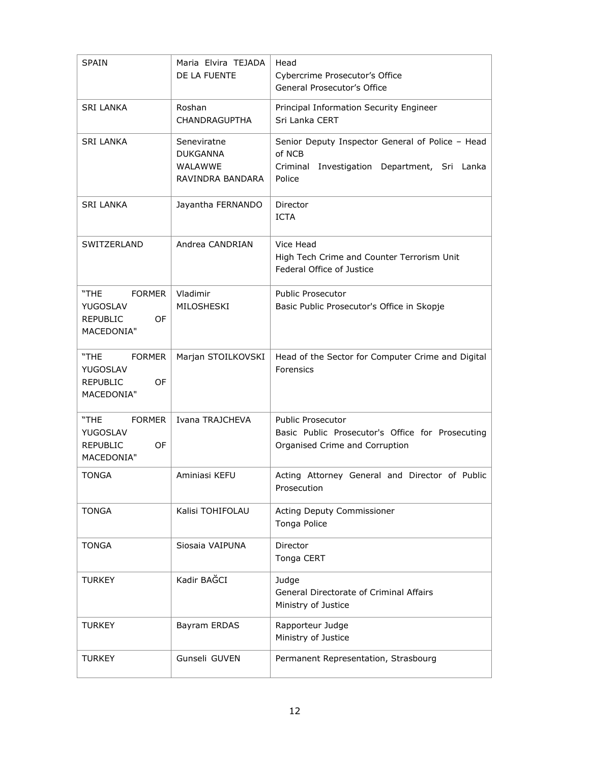| SPAIN | Maria Elvira TEJADA DE LA FUENTE | Head<br>Cybercrime Prosecutor's Office<br>General Prosecutor's Office |
|---|---|---|
| SRI LANKA | Roshan CHANDRAGUPTHA | Principal Information Security Engineer<br>Sri Lanka CERT |
| SRI LANKA | Seneviratne DUKGANNA WALAWWE RAVINDRA BANDARA | Senior Deputy Inspector General of Police – Head of NCB<br>Criminal Investigation Department, Sri Lanka Police |
| SRI LANKA | Jayantha FERNANDO | Director<br>ICTA |
| SWITZERLAND | Andrea CANDRIAN | Vice Head<br>High Tech Crime and Counter Terrorism Unit<br>Federal Office of Justice |
| "THE FORMER YUGOSLAV REPUBLIC OF MACEDONIA" | Vladimir MILOSHESKI | Public Prosecutor<br>Basic Public Prosecutor's Office in Skopje |
| "THE FORMER YUGOSLAV REPUBLIC OF MACEDONIA" | Marjan STOILKOVSKI | Head of the Sector for Computer Crime and Digital Forensics |
| "THE FORMER YUGOSLAV REPUBLIC OF MACEDONIA" | Ivana TRAJCHEVA | Public Prosecutor<br>Basic Public Prosecutor's Office for Prosecuting Organised Crime and Corruption |
| TONGA | Aminiasi KEFU | Acting Attorney General and Director of Public Prosecution |
| TONGA | Kalisi TOHIFOLAU | Acting Deputy Commissioner<br>Tonga Police |
| TONGA | Siosaia VAIPUNA | Director<br>Tonga CERT |
| TURKEY | Kadir BAĞCI | Judge<br>General Directorate of Criminal Affairs<br>Ministry of Justice |
| TURKEY | Bayram ERDAS | Rapporteur Judge<br>Ministry of Justice |
| TURKEY | Gunseli GUVEN | Permanent Representation, Strasbourg |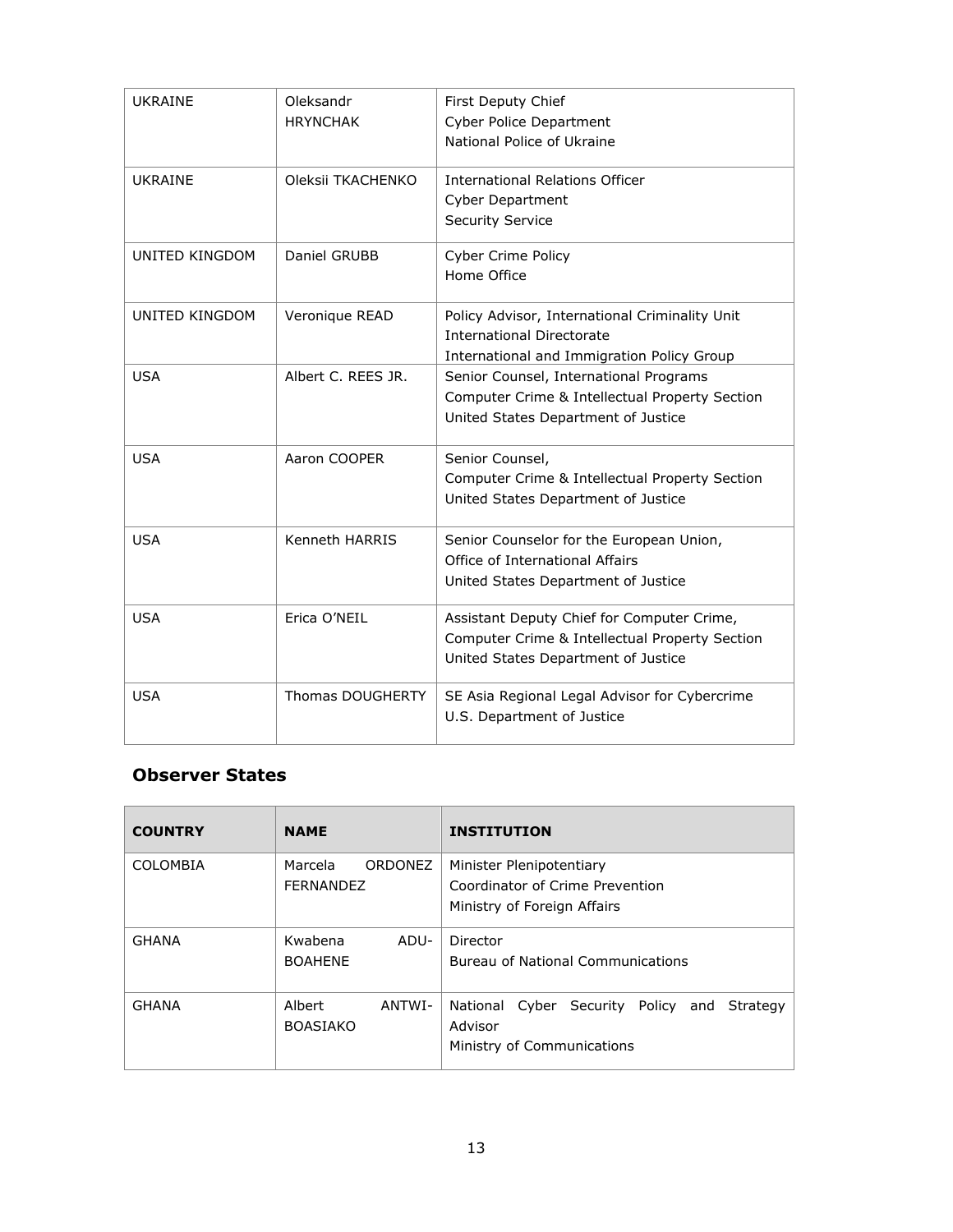| | | |
|---|---|---|
| UKRAINE | Oleksandr HRYNCHAK | First Deputy Chief<br>Cyber Police Department<br>National Police of Ukraine |
| UKRAINE | Oleksii TKACHENKO | International Relations Officer<br>Cyber Department<br>Security Service |
| UNITED KINGDOM | Daniel GRUBB | Cyber Crime Policy<br>Home Office |
| UNITED KINGDOM | Veronique READ | Policy Advisor, International Criminality Unit<br>International Directorate<br>International and Immigration Policy Group |
| USA | Albert C. REES JR. | Senior Counsel, International Programs<br>Computer Crime & Intellectual Property Section<br>United States Department of Justice |
| USA | Aaron COOPER | Senior Counsel,<br>Computer Crime & Intellectual Property Section<br>United States Department of Justice |
| USA | Kenneth HARRIS | Senior Counselor for the European Union,<br>Office of International Affairs<br>United States Department of Justice |
| USA | Erica O'NEIL | Assistant Deputy Chief for Computer Crime,<br>Computer Crime & Intellectual Property Section<br>United States Department of Justice |
| USA | Thomas DOUGHERTY | SE Asia Regional Legal Advisor for Cybercrime<br>U.S. Department of Justice |

## Observer States

| COUNTRY | NAME | INSTITUTION |
|---|---|---|
| COLOMBIA | Marcela ORDONEZ FERNANDEZ | Minister Plenipotentiary<br>Coordinator of Crime Prevention<br>Ministry of Foreign Affairs |
| GHANA | Kwabena ADU-BOAHENE | Director<br>Bureau of National Communications |
| GHANA | Albert ANTWI-BOASIAKO | National Cyber Security Policy and Strategy Advisor<br>Ministry of Communications |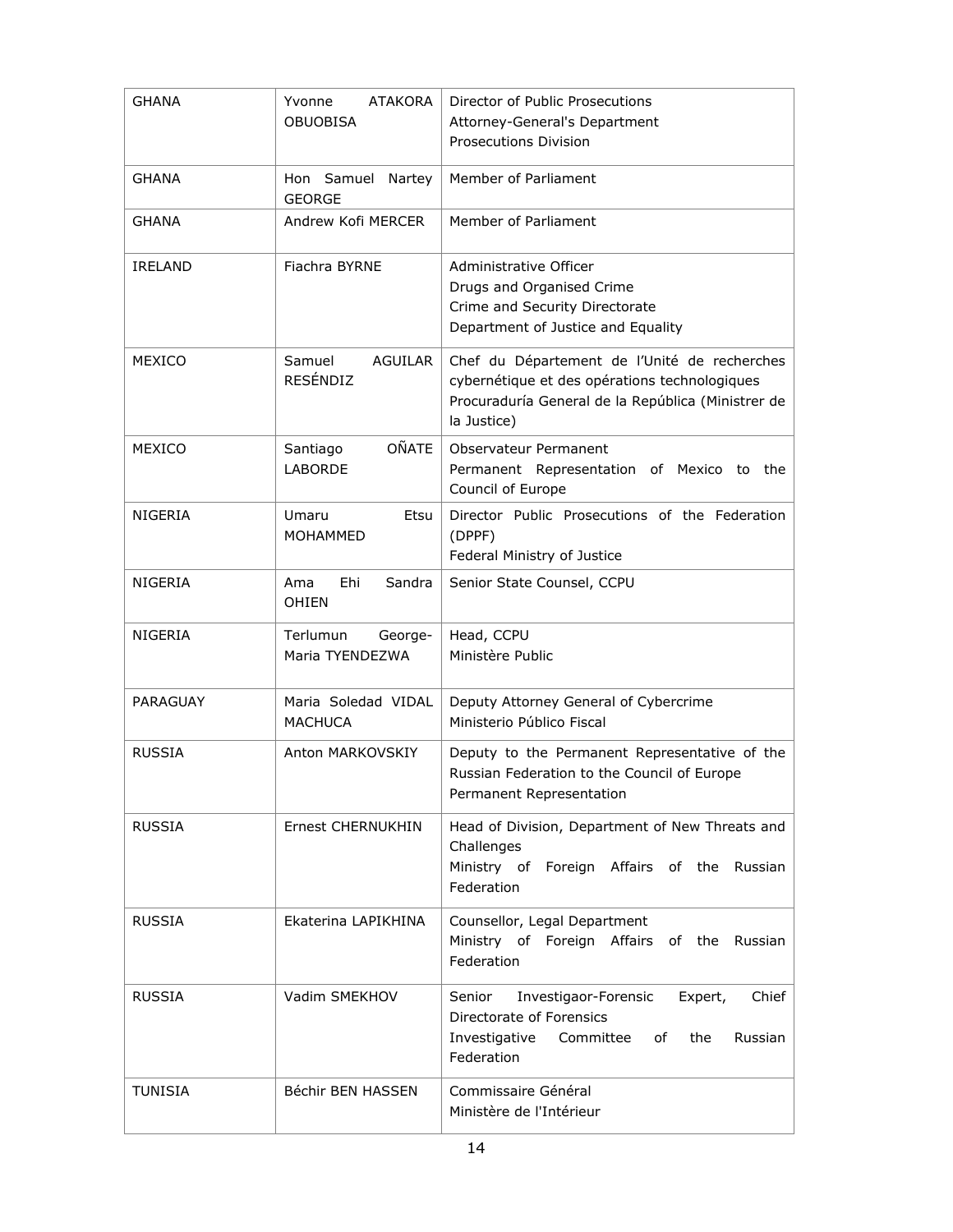| GHANA | Yvonne ATAKORA OBUOBISA | Director of Public Prosecutions<br>Attorney-General's Department<br>Prosecutions Division |
|---|---|---|
| GHANA | Hon Samuel Nartey GEORGE | Member of Parliament |
| GHANA | Andrew Kofi MERCER | Member of Parliament |
| IRELAND | Fiachra BYRNE | Administrative Officer<br>Drugs and Organised Crime<br>Crime and Security Directorate<br>Department of Justice and Equality |
| MEXICO | Samuel AGUILAR RESÉNDIZ | Chef du Département de l'Unité de recherches cybernétique et des opérations technologiques<br>Procuraduría General de la República (Ministrer de la Justice) |
| MEXICO | Santiago OÑATE LABORDE | Observateur Permanent<br>Permanent Representation of Mexico to the Council of Europe |
| NIGERIA | Umaru Etsu MOHAMMED | Director Public Prosecutions of the Federation (DPPF)<br>Federal Ministry of Justice |
| NIGERIA | Ama Ehi Sandra OHIEN | Senior State Counsel, CCPU |
| NIGERIA | Terlumun George-Maria TYENDEZWA | Head, CCPU<br>Ministère Public |
| PARAGUAY | Maria Soledad VIDAL MACHUCA | Deputy Attorney General of Cybercrime<br>Ministerio Público Fiscal |
| RUSSIA | Anton MARKOVSKIY | Deputy to the Permanent Representative of the Russian Federation to the Council of Europe<br>Permanent Representation |
| RUSSIA | Ernest CHERNUKHIN | Head of Division, Department of New Threats and Challenges<br>Ministry of Foreign Affairs of the Russian Federation |
| RUSSIA | Ekaterina LAPIKHINA | Counsellor, Legal Department<br>Ministry of Foreign Affairs of the Russian Federation |
| RUSSIA | Vadim SMEKHOV | Senior Investigaor-Forensic Expert, Chief Directorate of Forensics<br>Investigative Committee of the Russian Federation |
| TUNISIA | Béchir BEN HASSEN | Commissaire Général<br>Ministère de l'Intérieur |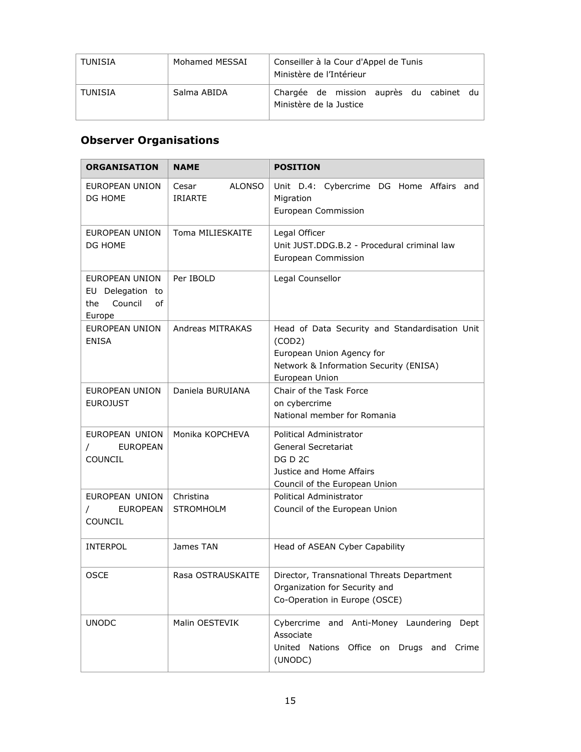| TUNISIA | Mohamed MESSAI | Conseiller à la Cour d'Appel de Tunis<br>Ministère de l'Intérieur |
|---|---|---|
| TUNISIA | Salma ABIDA | Chargée de mission auprès du cabinet du Ministère de la Justice |

## Observer Organisations

| ORGANISATION | NAME | POSITION |
|---|---|---|
| EUROPEAN UNION DG HOME | Cesar ALONSO IRIARTE | Unit D.4: Cybercrime DG Home Affairs and Migration<br>European Commission |
| EUROPEAN UNION DG HOME | Toma MILIESKAITE | Legal Officer<br>Unit JUST.DDG.B.2 - Procedural criminal law<br>European Commission |
| EUROPEAN UNION EU Delegation to the Council of Europe | Per IBOLD | Legal Counsellor |
| EUROPEAN UNION ENISA | Andreas MITRAKAS | Head of Data Security and Standardisation Unit (COD2)<br>European Union Agency for<br>Network & Information Security (ENISA)<br>European Union |
| EUROPEAN UNION EUROJUST | Daniela BURUIANA | Chair of the Task Force<br>on cybercrime<br>National member for Romania |
| EUROPEAN UNION / EUROPEAN COUNCIL | Monika KOPCHEVA | Political Administrator<br>General Secretariat<br>DG D 2C<br>Justice and Home Affairs<br>Council of the European Union |
| EUROPEAN UNION / EUROPEAN COUNCIL | Christina STROMHOLM | Political Administrator<br>Council of the European Union |
| INTERPOL | James TAN | Head of ASEAN Cyber Capability |
| OSCE | Rasa OSTRAUSKAITE | Director, Transnational Threats Department<br>Organization for Security and<br>Co-Operation in Europe (OSCE) |
| UNODC | Malin OESTEVIK | Cybercrime and Anti-Money Laundering Dept Associate<br>United Nations Office on Drugs and Crime (UNODC) |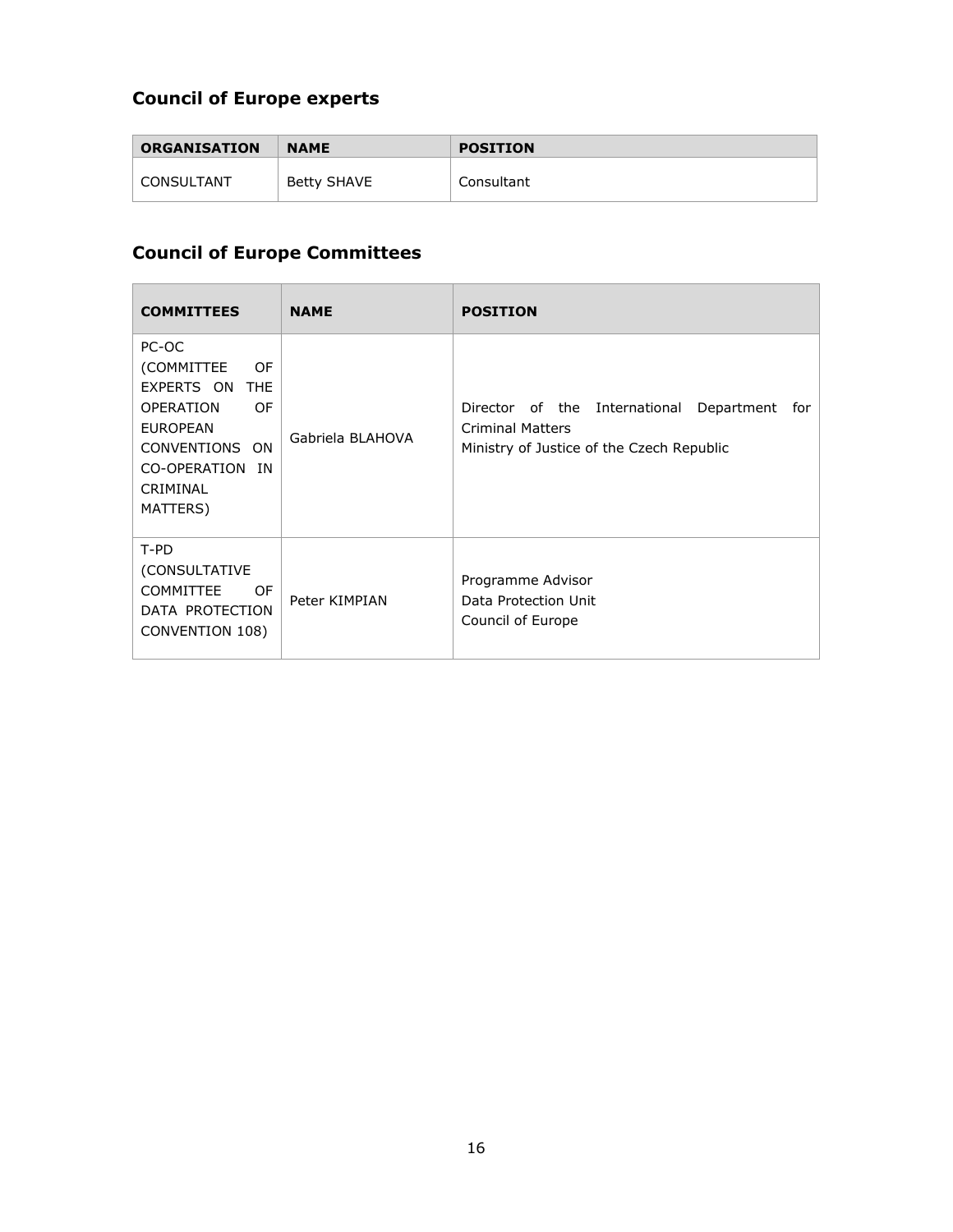## Council of Europe experts

| ORGANISATION | NAME | POSITION |
|---|---|---|
| CONSULTANT | Betty SHAVE | Consultant |

## Council of Europe Committees

| COMMITTEES | NAME | POSITION |
|---|---|---|
| PC-OC (COMMITTEE OF EXPERTS ON THE OPERATION OF EUROPEAN CONVENTIONS ON CO-OPERATION IN CRIMINAL MATTERS) | Gabriela BLAHOVA | Director of the International Department for Criminal Matters<br>Ministry of Justice of the Czech Republic |
| T-PD (CONSULTATIVE COMMITTEE OF DATA PROTECTION CONVENTION 108) | Peter KIMPIAN | Programme Advisor<br>Data Protection Unit<br>Council of Europe |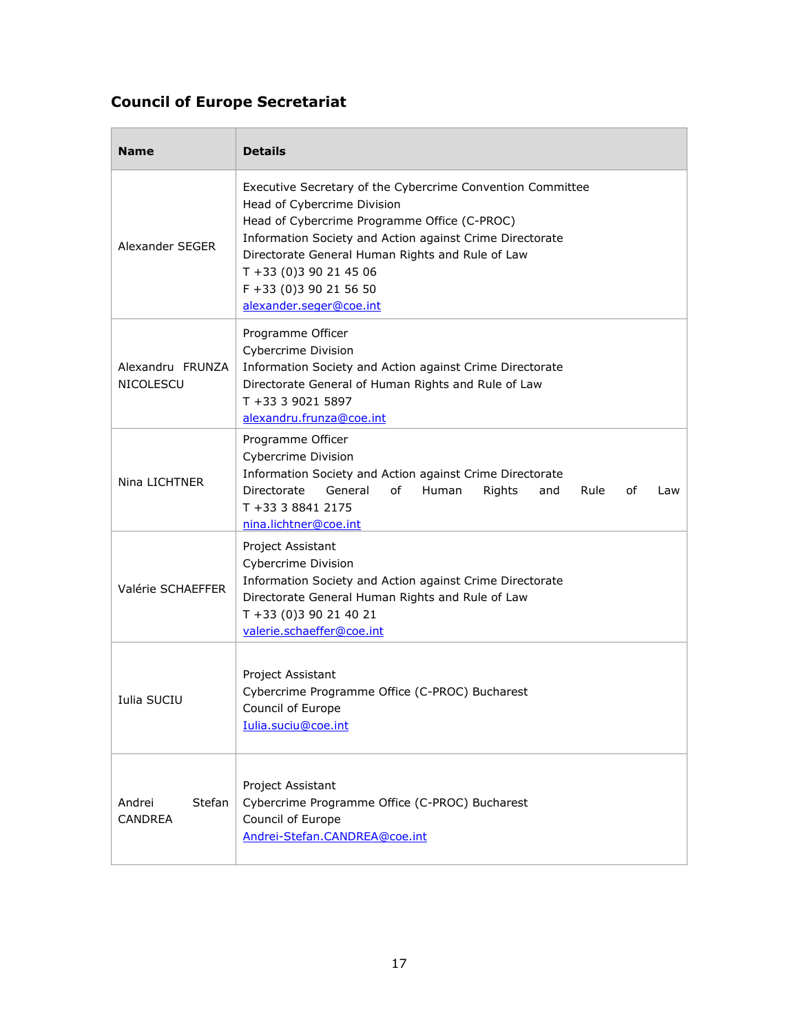## Council of Europe Secretariat

| Name | Details |
|---|---|
| Alexander SEGER | Executive Secretary of the Cybercrime Convention Committee<br>Head of Cybercrime Division<br>Head of Cybercrime Programme Office (C-PROC)<br>Information Society and Action against Crime Directorate<br>Directorate General Human Rights and Rule of Law<br>T +33 (0)3 90 21 45 06<br>F +33 (0)3 90 21 56 50<br>alexander.seger@coe.int |
| Alexandru FRUNZA NICOLESCU | Programme Officer<br>Cybercrime Division<br>Information Society and Action against Crime Directorate<br>Directorate General of Human Rights and Rule of Law<br>T +33 3 9021 5897<br>alexandru.frunza@coe.int |
| Nina LICHTNER | Programme Officer<br>Cybercrime Division<br>Information Society and Action against Crime Directorate<br>Directorate General of Human Rights and Rule of Law<br>T +33 3 8841 2175<br>nina.lichtner@coe.int |
| Valérie SCHAEFFER | Project Assistant<br>Cybercrime Division<br>Information Society and Action against Crime Directorate<br>Directorate General Human Rights and Rule of Law<br>T +33 (0)3 90 21 40 21<br>valerie.schaeffer@coe.int |
| Iulia SUCIU | Project Assistant<br>Cybercrime Programme Office (C-PROC) Bucharest<br>Council of Europe<br>Iulia.suciu@coe.int |
| Andrei Stefan CANDREA | Project Assistant<br>Cybercrime Programme Office (C-PROC) Bucharest<br>Council of Europe<br>Andrei-Stefan.CANDREA@coe.int |